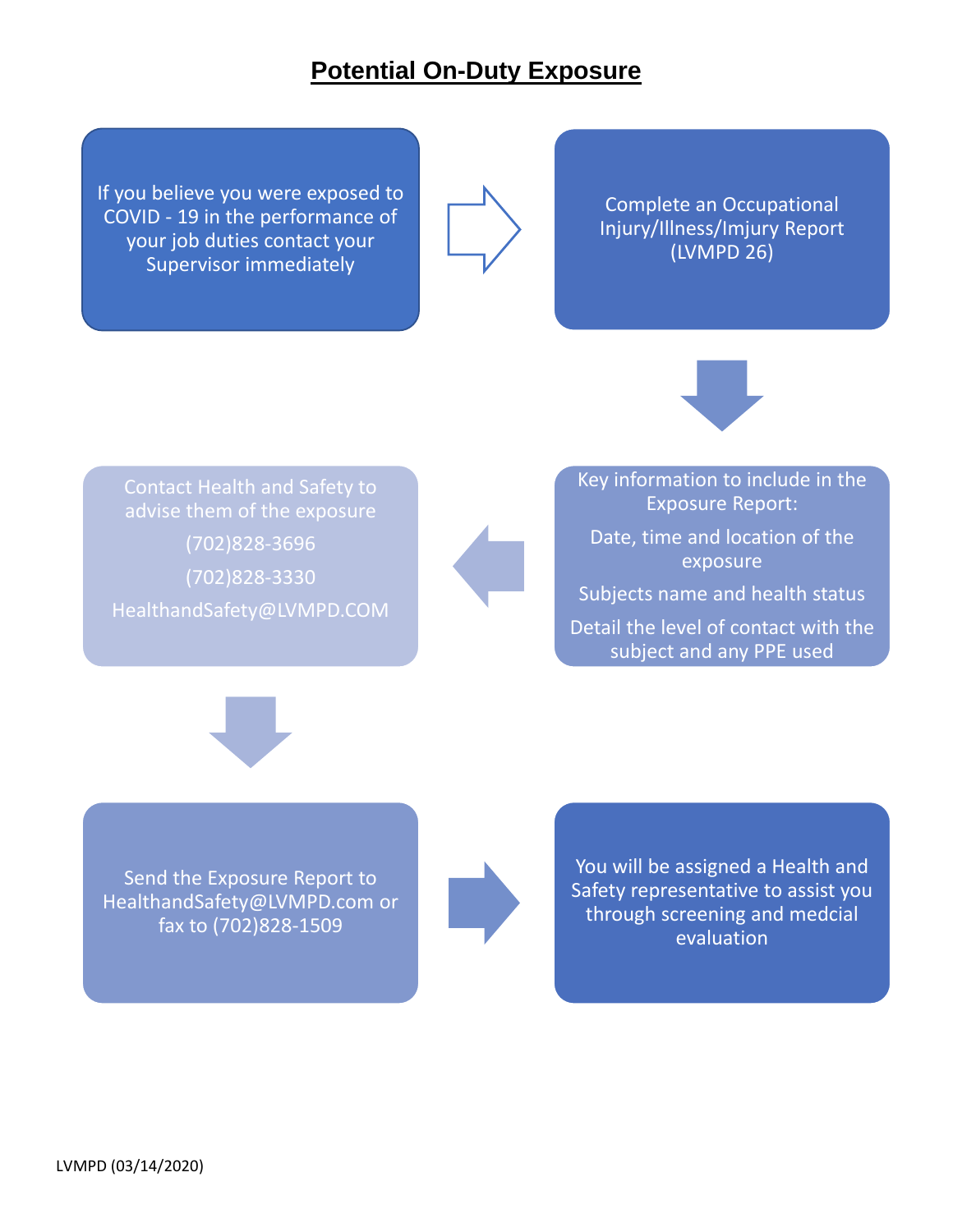# Potential On-Duty Exposure

If you believe you were exposed to COVID - 19 in the performance of your job duties contact your Supervisor immediately

Complete an Occupational Injury/Illness/Imjury Report (LVMPD 26)

Key information to include in the Exposure Report:

Date, time and location of the exposure

Subjects name and health status

Detail the level of contact with the subject and any PPE used

Contact Health and Safety to advise them of the exposure

(702)828-3696

(702)828-3330

HealthandSafety@LVMPD.COM

Send the Exposure Report to HealthandSafety@LVMPD.com or fax to (702)828-1509

You will be assigned a Health and Safety representative to assist you through screening and medcial evaluation

LVMPD (03/14/2020)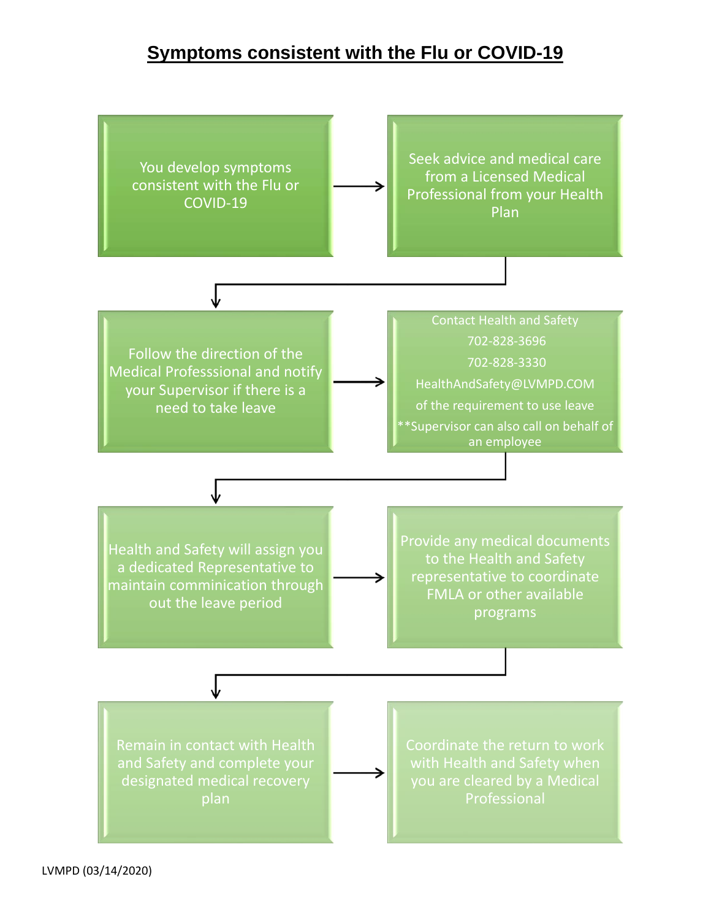# Symptoms consistent with the Flu or COVID-19

You develop symptoms consistent with the Flu or COVID-19

Seek advice and medical care from a Licensed Medical Professional from your Health Plan

Follow the direction of the Medical Professsional and notify your Supervisor if there is a need to take leave

Contact Health and Safety

702-828-3696

702-828-3330

HealthAndSafety@LVMPD.COM

of the requirement to use leave

**Supervisor can also call on behalf of an employee

Health and Safety will assign you a dedicated Representative to maintain comminication through out the leave period

Provide any medical documents to the Health and Safety representative to coordinate FMLA or other available programs

Remain in contact with Health and Safety and complete your designated medical recovery plan

Coordinate the return to work with Health and Safety when you are cleared by a Medical Professional

LVMPD (03/14/2020)